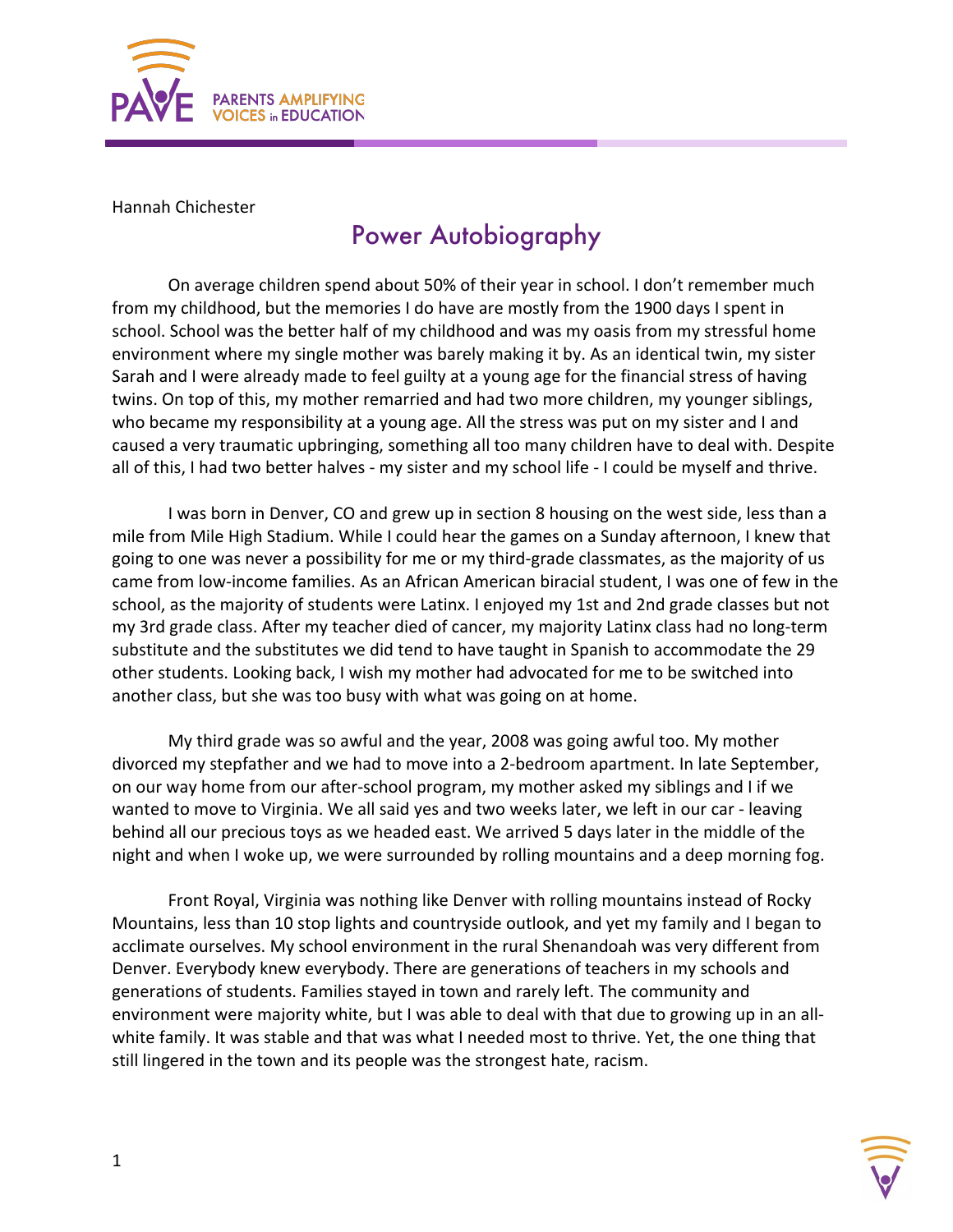Hannah Chichester

# Power Autobiography

On average children spend about 50% of their year in school. I don't remember much from my childhood, but the memories I do have are mostly from the 1900 days I spent in school. School was the better half of my childhood and was my oasis from my stressful home environment where my single mother was barely making it by. As an identical twin, my sister Sarah and I were already made to feel guilty at a young age for the financial stress of having twins. On top of this, my mother remarried and had two more children, my younger siblings, who became my responsibility at a young age. All the stress was put on my sister and I and caused a very traumatic upbringing, something all too many children have to deal with. Despite all of this, I had two better halves - my sister and my school life - I could be myself and thrive.

I was born in Denver, CO and grew up in section 8 housing on the west side, less than a mile from Mile High Stadium. While I could hear the games on a Sunday afternoon, I knew that going to one was never a possibility for me or my third-grade classmates, as the majority of us came from low-income families. As an African American biracial student, I was one of few in the school, as the majority of students were Latinx. I enjoyed my 1st and 2nd grade classes but not my 3rd grade class. After my teacher died of cancer, my majority Latinx class had no long-term substitute and the substitutes we did tend to have taught in Spanish to accommodate the 29 other students. Looking back, I wish my mother had advocated for me to be switched into another class, but she was too busy with what was going on at home.

My third grade was so awful and the year, 2008 was going awful too. My mother divorced my stepfather and we had to move into a 2-bedroom apartment. In late September, on our way home from our after-school program, my mother asked my siblings and I if we wanted to move to Virginia. We all said yes and two weeks later, we left in our car - leaving behind all our precious toys as we headed east. We arrived 5 days later in the middle of the night and when I woke up, we were surrounded by rolling mountains and a deep morning fog.

Front Royal, Virginia was nothing like Denver with rolling mountains instead of Rocky Mountains, less than 10 stop lights and countryside outlook, and yet my family and I began to acclimate ourselves. My school environment in the rural Shenandoah was very different from Denver. Everybody knew everybody. There are generations of teachers in my schools and generations of students. Families stayed in town and rarely left. The community and environment were majority white, but I was able to deal with that due to growing up in an all-white family. It was stable and that was what I needed most to thrive. Yet, the one thing that still lingered in the town and its people was the strongest hate, racism.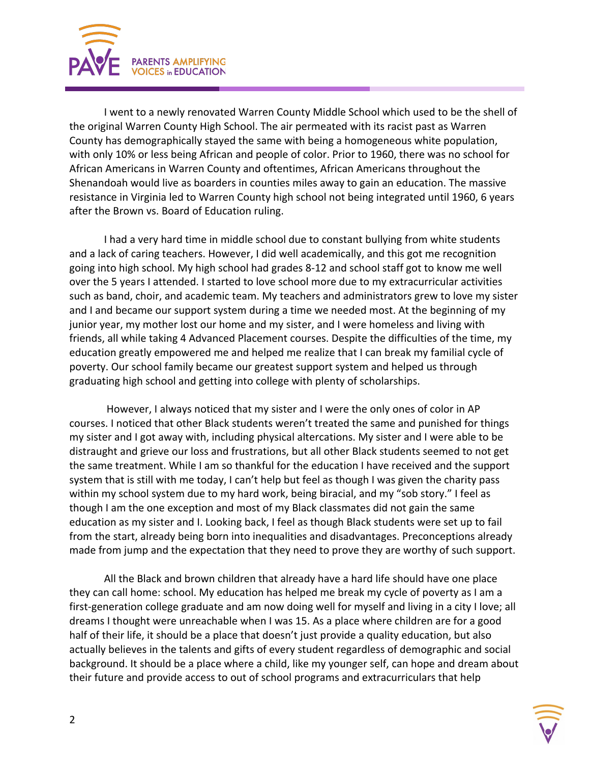I went to a newly renovated Warren County Middle School which used to be the shell of the original Warren County High School. The air permeated with its racist past as Warren County has demographically stayed the same with being a homogeneous white population, with only 10% or less being African and people of color. Prior to 1960, there was no school for African Americans in Warren County and oftentimes, African Americans throughout the Shenandoah would live as boarders in counties miles away to gain an education. The massive resistance in Virginia led to Warren County high school not being integrated until 1960, 6 years after the Brown vs. Board of Education ruling.

I had a very hard time in middle school due to constant bullying from white students and a lack of caring teachers. However, I did well academically, and this got me recognition going into high school. My high school had grades 8-12 and school staff got to know me well over the 5 years I attended. I started to love school more due to my extracurricular activities such as band, choir, and academic team. My teachers and administrators grew to love my sister and I and became our support system during a time we needed most. At the beginning of my junior year, my mother lost our home and my sister, and I were homeless and living with friends, all while taking 4 Advanced Placement courses. Despite the difficulties of the time, my education greatly empowered me and helped me realize that I can break my familial cycle of poverty. Our school family became our greatest support system and helped us through graduating high school and getting into college with plenty of scholarships.

However, I always noticed that my sister and I were the only ones of color in AP courses. I noticed that other Black students weren't treated the same and punished for things my sister and I got away with, including physical altercations. My sister and I were able to be distraught and grieve our loss and frustrations, but all other Black students seemed to not get the same treatment. While I am so thankful for the education I have received and the support system that is still with me today, I can't help but feel as though I was given the charity pass within my school system due to my hard work, being biracial, and my "sob story." I feel as though I am the one exception and most of my Black classmates did not gain the same education as my sister and I. Looking back, I feel as though Black students were set up to fail from the start, already being born into inequalities and disadvantages. Preconceptions already made from jump and the expectation that they need to prove they are worthy of such support.

All the Black and brown children that already have a hard life should have one place they can call home: school. My education has helped me break my cycle of poverty as I am a first-generation college graduate and am now doing well for myself and living in a city I love; all dreams I thought were unreachable when I was 15. As a place where children are for a good half of their life, it should be a place that doesn't just provide a quality education, but also actually believes in the talents and gifts of every student regardless of demographic and social background. It should be a place where a child, like my younger self, can hope and dream about their future and provide access to out of school programs and extracurriculars that help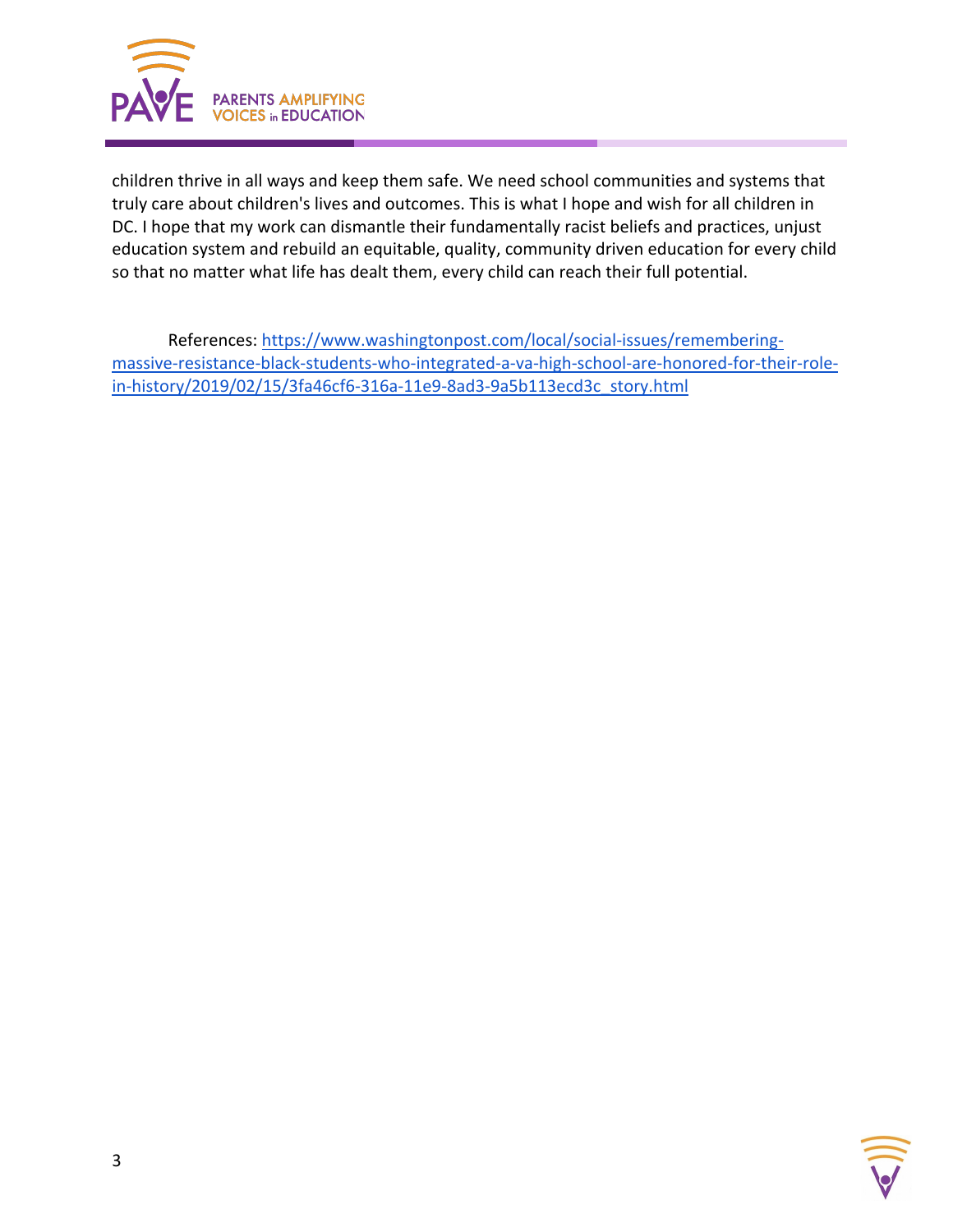children thrive in all ways and keep them safe. We need school communities and systems that truly care about children's lives and outcomes. This is what I hope and wish for all children in DC. I hope that my work can dismantle their fundamentally racist beliefs and practices, unjust education system and rebuild an equitable, quality, community driven education for every child so that no matter what life has dealt them, every child can reach their full potential.

References: https://www.washingtonpost.com/local/social-issues/remembering-massive-resistance-black-students-who-integrated-a-va-high-school-are-honored-for-their-role-in-history/2019/02/15/3fa46cf6-316a-11e9-8ad3-9a5b113ecd3c_story.html